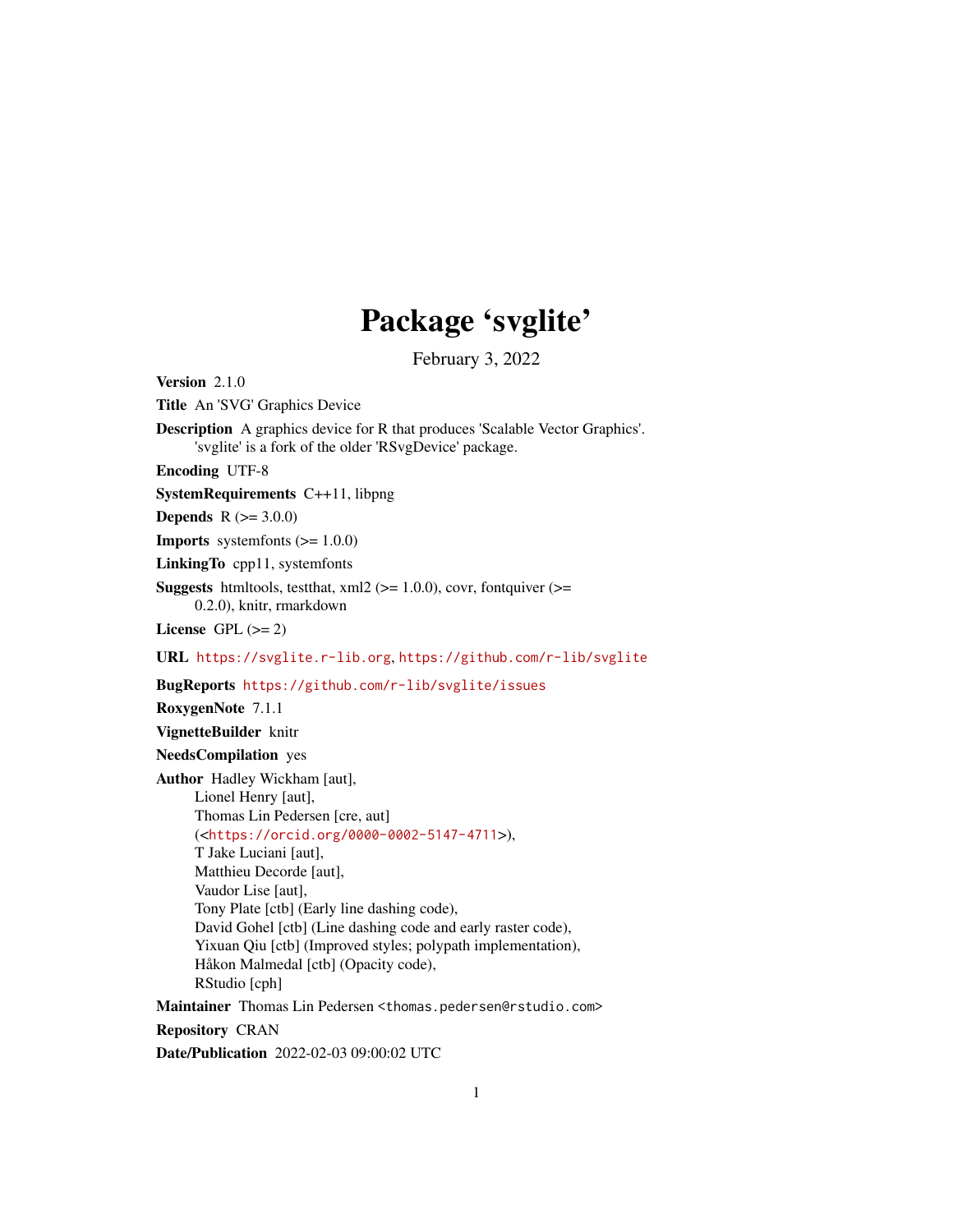# Package 'svglite'

February 3, 2022

**Version** 2.1.0

**Title** An 'SVG' Graphics Device

**Description** A graphics device for R that produces 'Scalable Vector Graphics'. 'svglite' is a fork of the older 'RSvgDevice' package.

**Encoding** UTF-8

**SystemRequirements** C++11, libpng

**Depends** R (>= 3.0.0)

**Imports** systemfonts (>= 1.0.0)

**LinkingTo** cpp11, systemfonts

**Suggests** htmltools, testthat, xml2 (>= 1.0.0), covr, fontquiver (>= 0.2.0), knitr, rmarkdown

**License** GPL (>= 2)

**URL** https://svglite.r-lib.org, https://github.com/r-lib/svglite

**BugReports** https://github.com/r-lib/svglite/issues

**RoxygenNote** 7.1.1

**VignetteBuilder** knitr

**NeedsCompilation** yes

**Author** Hadley Wickham [aut],
Lionel Henry [aut],
Thomas Lin Pedersen [cre, aut]
(<https://orcid.org/0000-0002-5147-4711>),
T Jake Luciani [aut],
Matthieu Decorde [aut],
Vaudor Lise [aut],
Tony Plate [ctb] (Early line dashing code),
David Gohel [ctb] (Line dashing code and early raster code),
Yixuan Qiu [ctb] (Improved styles; polypath implementation),
Håkon Malmedal [ctb] (Opacity code),
RStudio [cph]

**Maintainer** Thomas Lin Pedersen <thomas.pedersen@rstudio.com>

**Repository** CRAN

**Date/Publication** 2022-02-03 09:00:02 UTC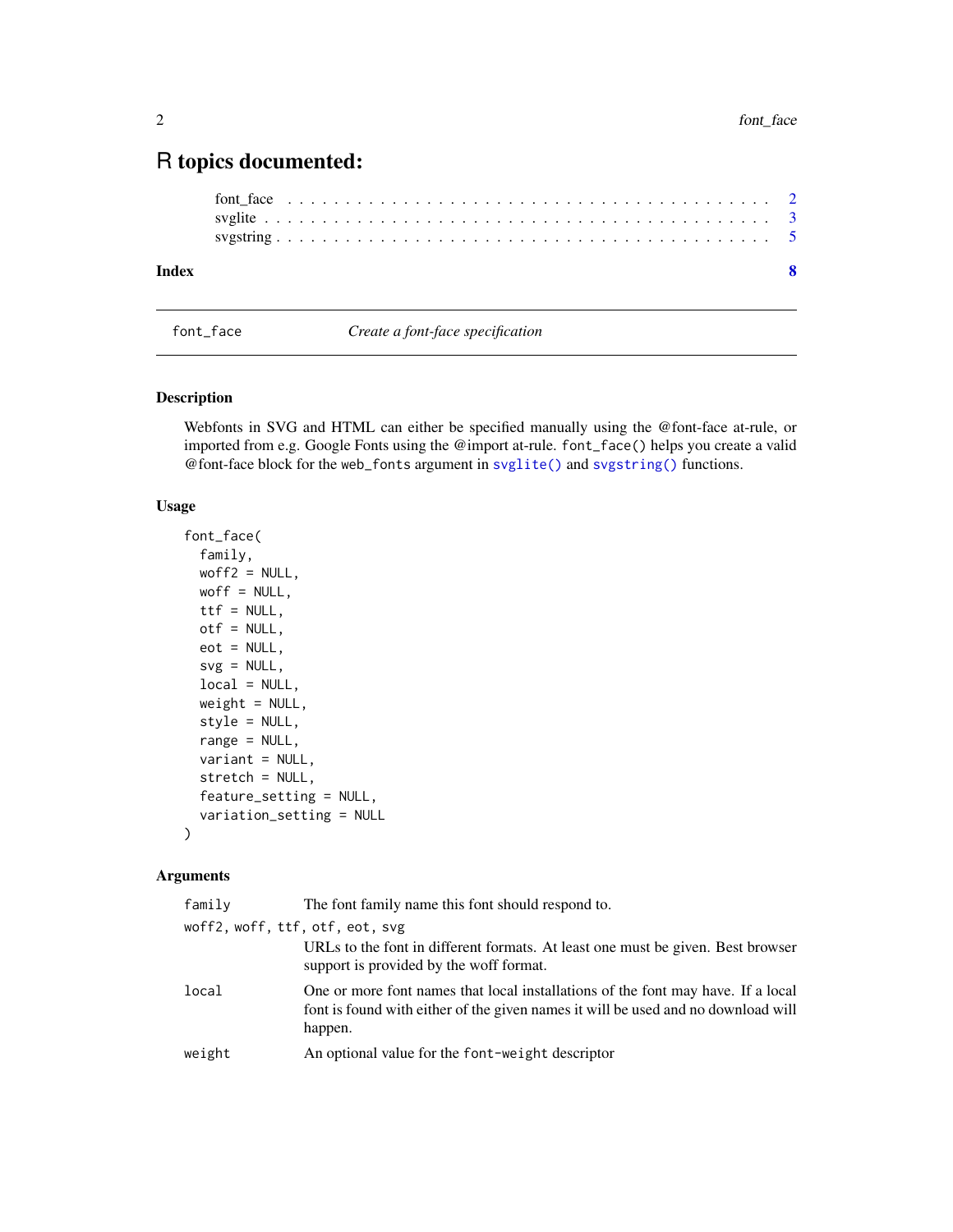# R topics documented:

font_face . . . . . . . . . . . . . . . . . . . . . . . . . . . . . . . . . . . . . . 2
svglite . . . . . . . . . . . . . . . . . . . . . . . . . . . . . . . . . . . . . . . 3
svgstring . . . . . . . . . . . . . . . . . . . . . . . . . . . . . . . . . . . . . . 5

**Index** **8**

---

`font_face` *Create a font-face specification*

---

## Description

Webfonts in SVG and HTML can either be specified manually using the @font-face at-rule, or imported from e.g. Google Fonts using the @import at-rule. `font_face()` helps you create a valid @font-face block for the `web_fonts` argument in `svglite()` and `svgstring()` functions.

## Usage

```
font_face(
  family,
  woff2 = NULL,
  woff = NULL,
  ttf = NULL,
  otf = NULL,
  eot = NULL,
  svg = NULL,
  local = NULL,
  weight = NULL,
  style = NULL,
  range = NULL,
  variant = NULL,
  stretch = NULL,
  feature_setting = NULL,
  variation_setting = NULL
)
```

## Arguments

| | |
|---|---|
| `family` | The font family name this font should respond to. |
| `woff2, woff, ttf, otf, eot, svg` | URLs to the font in different formats. At least one must be given. Best browser support is provided by the woff format. |
| `local` | One or more font names that local installations of the font may have. If a local font is found with either of the given names it will be used and no download will happen. |
| `weight` | An optional value for the `font-weight` descriptor |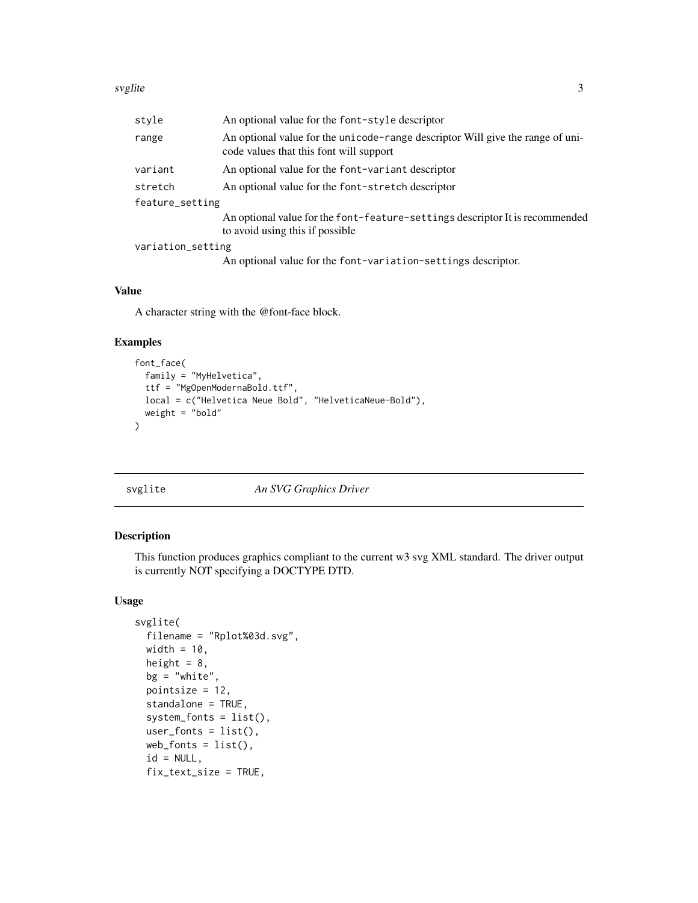| | |
|---|---|
| style | An optional value for the font-style descriptor |
| range | An optional value for the unicode-range descriptor Will give the range of unicode values that this font will support |
| variant | An optional value for the font-variant descriptor |
| stretch | An optional value for the font-stretch descriptor |
| feature_setting | An optional value for the font-feature-settings descriptor It is recommended to avoid using this if possible |
| variation_setting | An optional value for the font-variation-settings descriptor. |

### Value

A character string with the @font-face block.

### Examples

```
font_face(
  family = "MyHelvetica",
  ttf = "MgOpenModernaBold.ttf",
  local = c("Helvetica Neue Bold", "HelveticaNeue-Bold"),
  weight = "bold"
)
```

## svglite *An SVG Graphics Driver*

### Description

This function produces graphics compliant to the current w3 svg XML standard. The driver output is currently NOT specifying a DOCTYPE DTD.

### Usage

```
svglite(
  filename = "Rplot%03d.svg",
  width = 10,
  height = 8,
  bg = "white",
  pointsize = 12,
  standalone = TRUE,
  system_fonts = list(),
  user_fonts = list(),
  web_fonts = list(),
  id = NULL,
  fix_text_size = TRUE,
```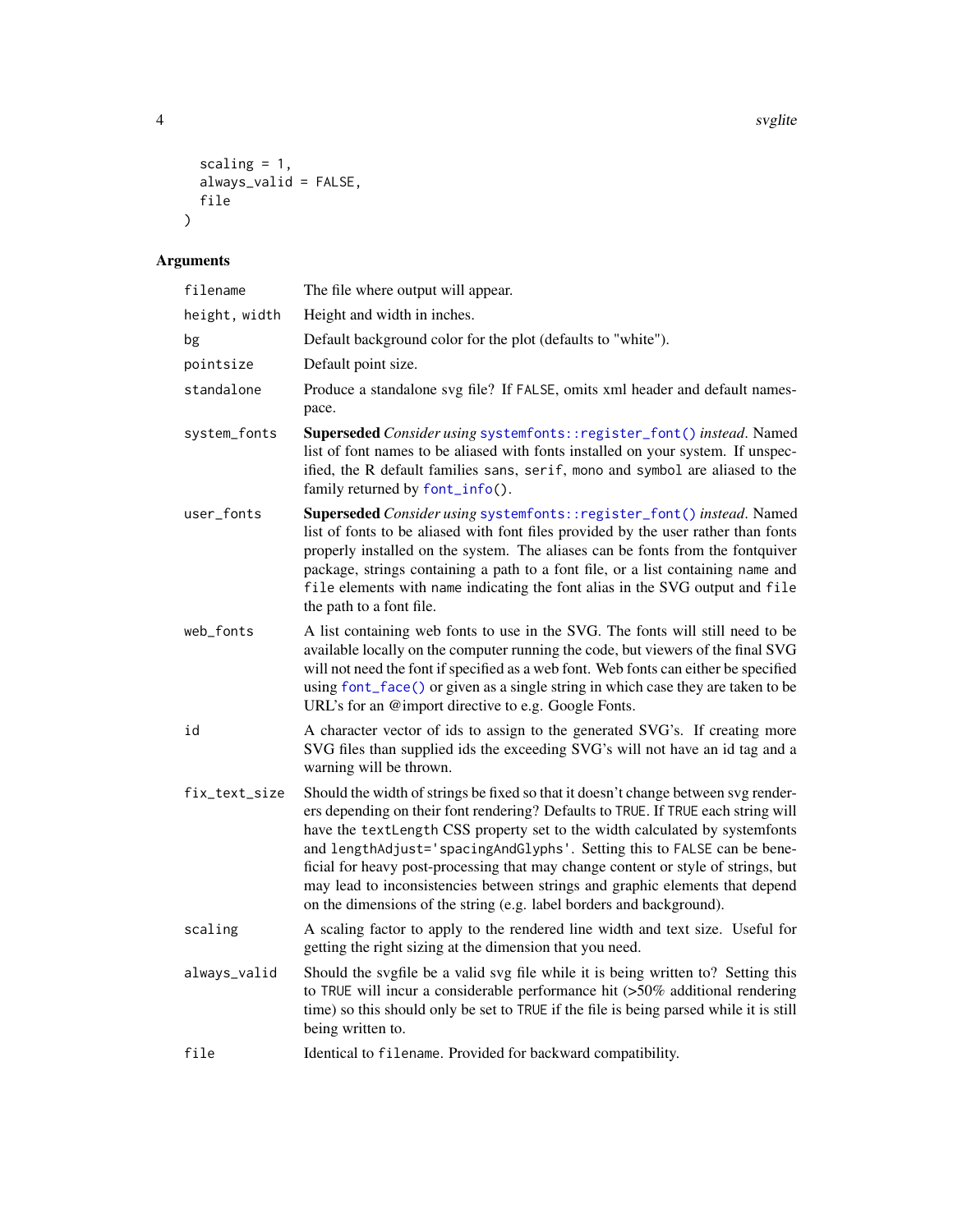```
  scaling = 1,
  always_valid = FALSE,
  file
)
```

## Arguments

| Argument | Description |
|---|---|
| `filename` | The file where output will appear. |
| `height, width` | Height and width in inches. |
| `bg` | Default background color for the plot (defaults to "white"). |
| `pointsize` | Default point size. |
| `standalone` | Produce a standalone svg file? If `FALSE`, omits xml header and default namespace. |
| `system_fonts` | **Superseded** *Consider using* `systemfonts::register_font()` *instead*. Named list of font names to be aliased with fonts installed on your system. If unspecified, the R default families `sans`, `serif`, `mono` and `symbol` are aliased to the family returned by `font_info()`. |
| `user_fonts` | **Superseded** *Consider using* `systemfonts::register_font()` *instead*. Named list of fonts to be aliased with font files provided by the user rather than fonts properly installed on the system. The aliases can be fonts from the fontquiver package, strings containing a path to a font file, or a list containing `name` and `file` elements with `name` indicating the font alias in the SVG output and `file` the path to a font file. |
| `web_fonts` | A list containing web fonts to use in the SVG. The fonts will still need to be available locally on the computer running the code, but viewers of the final SVG will not need the font if specified as a web font. Web fonts can either be specified using `font_face()` or given as a single string in which case they are taken to be URL's for an @import directive to e.g. Google Fonts. |
| `id` | A character vector of ids to assign to the generated SVG's. If creating more SVG files than supplied ids the exceeding SVG's will not have an id tag and a warning will be thrown. |
| `fix_text_size` | Should the width of strings be fixed so that it doesn't change between svg renderers depending on their font rendering? Defaults to `TRUE`. If `TRUE` each string will have the `textLength` CSS property set to the width calculated by systemfonts and `lengthAdjust='spacingAndGlyphs'`. Setting this to `FALSE` can be beneficial for heavy post-processing that may change content or style of strings, but may lead to inconsistencies between strings and graphic elements that depend on the dimensions of the string (e.g. label borders and background). |
| `scaling` | A scaling factor to apply to the rendered line width and text size. Useful for getting the right sizing at the dimension that you need. |
| `always_valid` | Should the svgfile be a valid svg file while it is being written to? Setting this to `TRUE` will incur a considerable performance hit (>50% additional rendering time) so this should only be set to `TRUE` if the file is being parsed while it is still being written to. |
| `file` | Identical to `filename`. Provided for backward compatibility. |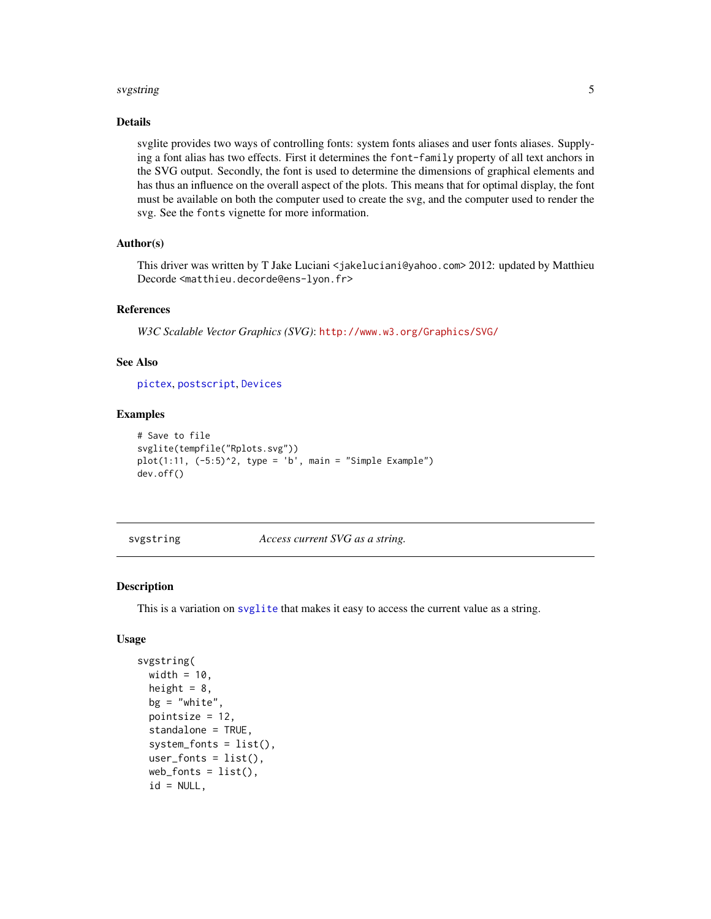### Details

svglite provides two ways of controlling fonts: system fonts aliases and user fonts aliases. Supplying a font alias has two effects. First it determines the `font-family` property of all text anchors in the SVG output. Secondly, the font is used to determine the dimensions of graphical elements and has thus an influence on the overall aspect of the plots. This means that for optimal display, the font must be available on both the computer used to create the svg, and the computer used to render the svg. See the `fonts` vignette for more information.

### Author(s)

This driver was written by T Jake Luciani <`jakeluciani@yahoo.com`> 2012: updated by Matthieu Decorde <`matthieu.decorde@ens-lyon.fr`>

### References

*W3C Scalable Vector Graphics (SVG)*: http://www.w3.org/Graphics/SVG/

### See Also

`pictex`, `postscript`, `Devices`

### Examples

```
# Save to file
svglite(tempfile("Rplots.svg"))
plot(1:11, (-5:5)^2, type = 'b', main = "Simple Example")
dev.off()
```

---

## svgstring — *Access current SVG as a string.*

---

### Description

This is a variation on `svglite` that makes it easy to access the current value as a string.

### Usage

```
svgstring(
  width = 10,
  height = 8,
  bg = "white",
  pointsize = 12,
  standalone = TRUE,
  system_fonts = list(),
  user_fonts = list(),
  web_fonts = list(),
  id = NULL,
```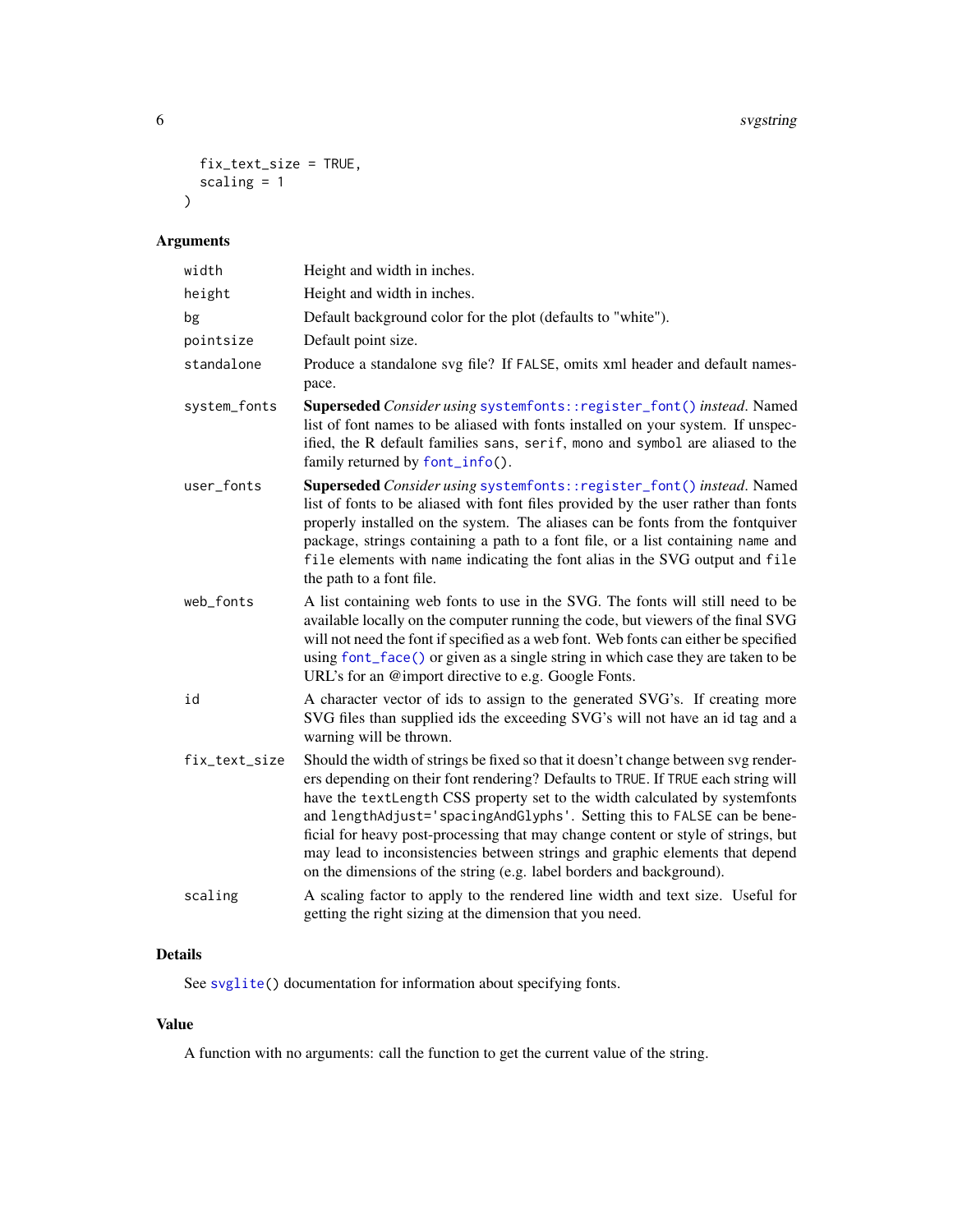```
  fix_text_size = TRUE,
  scaling = 1
)
```

## Arguments

| | |
|---|---|
| `width` | Height and width in inches. |
| `height` | Height and width in inches. |
| `bg` | Default background color for the plot (defaults to "white"). |
| `pointsize` | Default point size. |
| `standalone` | Produce a standalone svg file? If `FALSE`, omits xml header and default namespace. |
| `system_fonts` | **Superseded** *Consider using* `systemfonts::register_font()` *instead*. Named list of font names to be aliased with fonts installed on your system. If unspecified, the R default families `sans`, `serif`, `mono` and `symbol` are aliased to the family returned by `font_info()`. |
| `user_fonts` | **Superseded** *Consider using* `systemfonts::register_font()` *instead*. Named list of fonts to be aliased with font files provided by the user rather than fonts properly installed on the system. The aliases can be fonts from the fontquiver package, strings containing a path to a font file, or a list containing `name` and `file` elements with `name` indicating the font alias in the SVG output and `file` the path to a font file. |
| `web_fonts` | A list containing web fonts to use in the SVG. The fonts will still need to be available locally on the computer running the code, but viewers of the final SVG will not need the font if specified as a web font. Web fonts can either be specified using `font_face()` or given as a single string in which case they are taken to be URL's for an @import directive to e.g. Google Fonts. |
| `id` | A character vector of ids to assign to the generated SVG's. If creating more SVG files than supplied ids the exceeding SVG's will not have an id tag and a warning will be thrown. |
| `fix_text_size` | Should the width of strings be fixed so that it doesn't change between svg renderers depending on their font rendering? Defaults to `TRUE`. If `TRUE` each string will have the `textLength` CSS property set to the width calculated by systemfonts and `lengthAdjust='spacingAndGlyphs'`. Setting this to `FALSE` can be beneficial for heavy post-processing that may change content or style of strings, but may lead to inconsistencies between strings and graphic elements that depend on the dimensions of the string (e.g. label borders and background). |
| `scaling` | A scaling factor to apply to the rendered line width and text size. Useful for getting the right sizing at the dimension that you need. |

## Details

See `svglite()` documentation for information about specifying fonts.

## Value

A function with no arguments: call the function to get the current value of the string.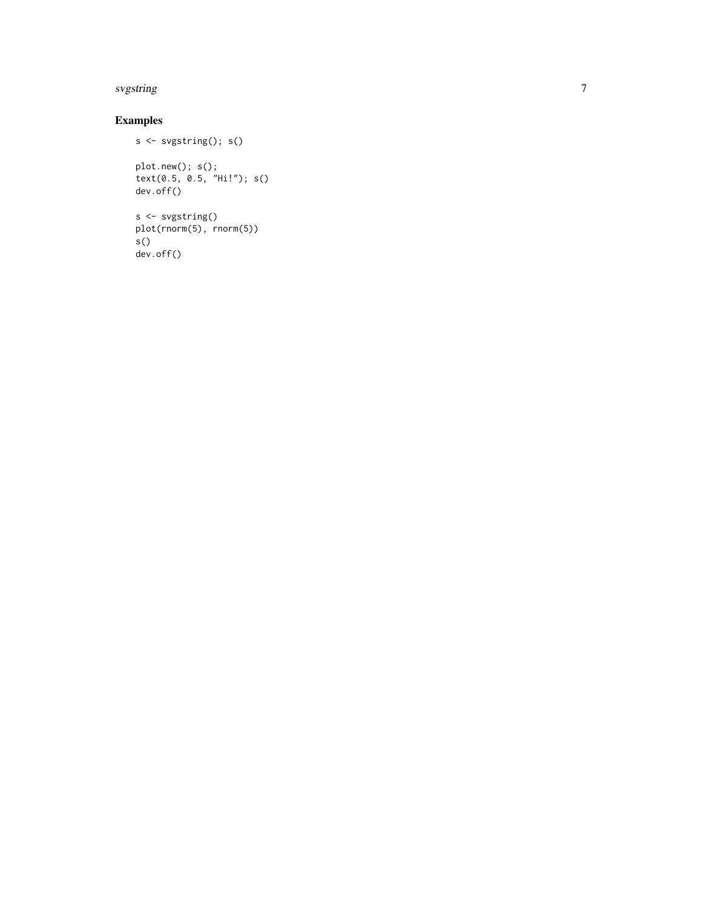## Examples

```
s <- svgstring(); s()

plot.new(); s();
text(0.5, 0.5, "Hi!"); s()
dev.off()

s <- svgstring()
plot(rnorm(5), rnorm(5))
s()
dev.off()
```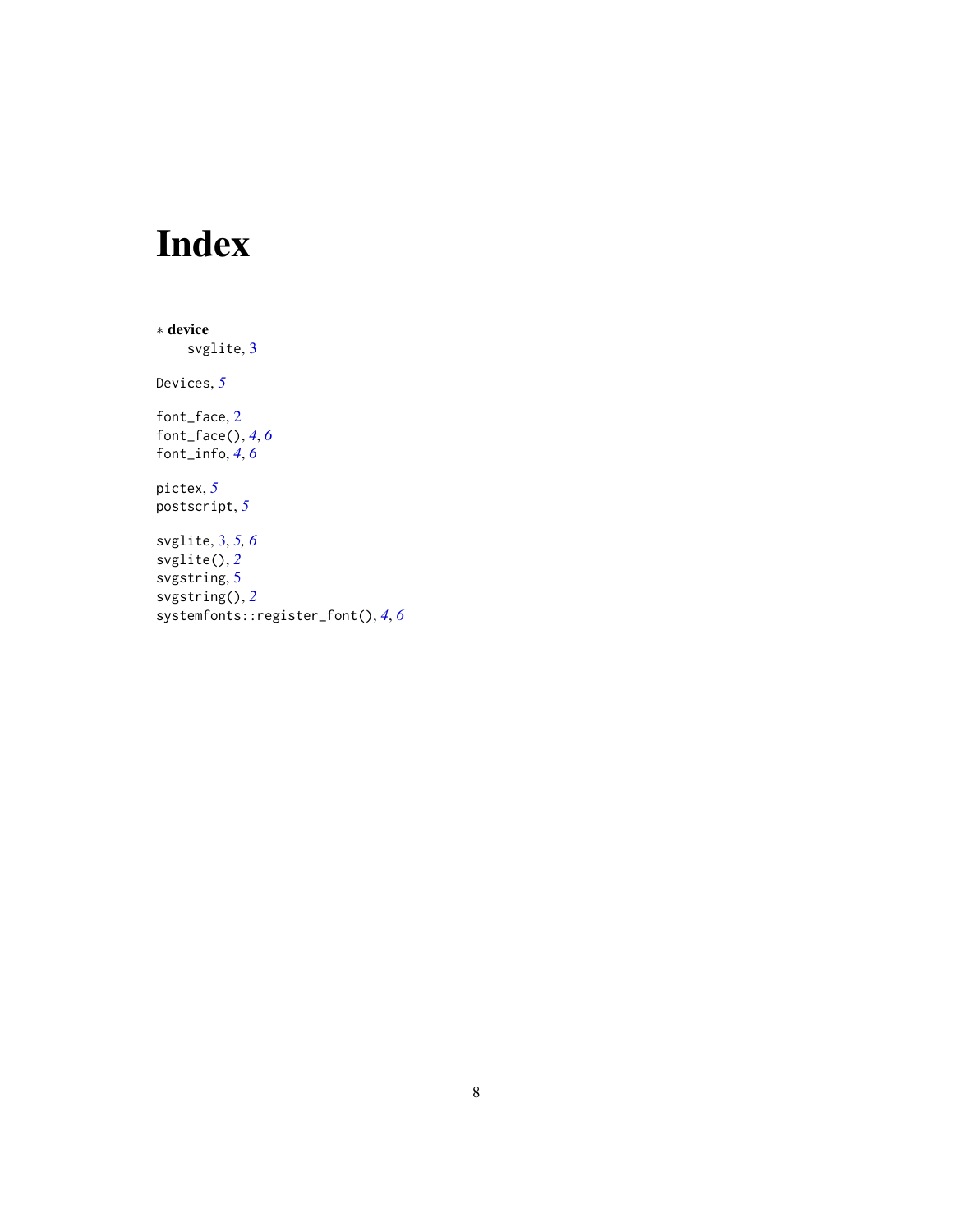# Index

∗ **device**
    svglite, 3

Devices, *5*

font_face, 2
font_face(), *4*, *6*
font_info, *4*, *6*

pictex, *5*
postscript, *5*

svglite, 3, *5, 6*
svglite(), *2*
svgstring, 5
svgstring(), *2*
systemfonts::register_font(), *4*, *6*